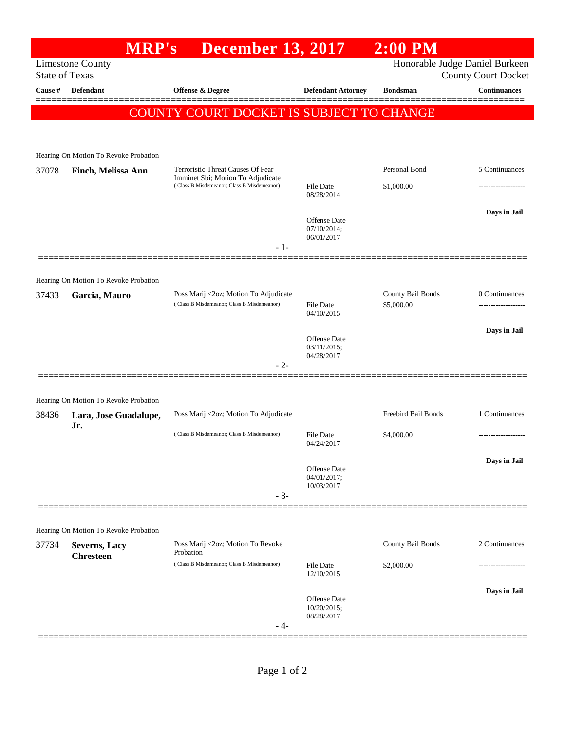# MRP's December 13, 2017 2:00 PM

Limestone County
State of Texas

Honorable Judge Daniel Burkeen
County Court Docket

**COUNTY COURT DOCKET IS SUBJECT TO CHANGE**

| Cause # | Defendant | Offense & Degree | Defendant Attorney | Bondsman | Continuances |
|---|---|---|---|---|---|
| Hearing On Motion To Revoke Probation | | | | | |
| 37078 | **Finch, Melissa Ann** | Terroristic Threat Causes Of Fear Imminet Sbi; Motion To Adjudicate (Class B Misdemeanor; Class B Misdemeanor) | File Date 08/28/2014; Offense Date 07/10/2014; 06/01/2017 | Personal Bond $1,000.00 | 5 Continuances; Days in Jail |
| | | | - 1- | | |
| Hearing On Motion To Revoke Probation | | | | | |
| 37433 | **Garcia, Mauro** | Poss Marij <2oz; Motion To Adjudicate (Class B Misdemeanor; Class B Misdemeanor) | File Date 04/10/2015; Offense Date 03/11/2015; 04/28/2017 | County Bail Bonds $5,000.00 | 0 Continuances; Days in Jail |
| | | | - 2- | | |
| Hearing On Motion To Revoke Probation | | | | | |
| 38436 | **Lara, Jose Guadalupe, Jr.** | Poss Marij <2oz; Motion To Adjudicate (Class B Misdemeanor; Class B Misdemeanor) | File Date 04/24/2017; Offense Date 04/01/2017; 10/03/2017 | Freebird Bail Bonds $4,000.00 | 1 Continuances; Days in Jail |
| | | | - 3- | | |
| Hearing On Motion To Revoke Probation | | | | | |
| 37734 | **Severns, Lacy Chresteen** | Poss Marij <2oz; Motion To Revoke Probation (Class B Misdemeanor; Class B Misdemeanor) | File Date 12/10/2015; Offense Date 10/20/2015; 08/28/2017 | County Bail Bonds $2,000.00 | 2 Continuances; Days in Jail |
| | | | - 4- | | |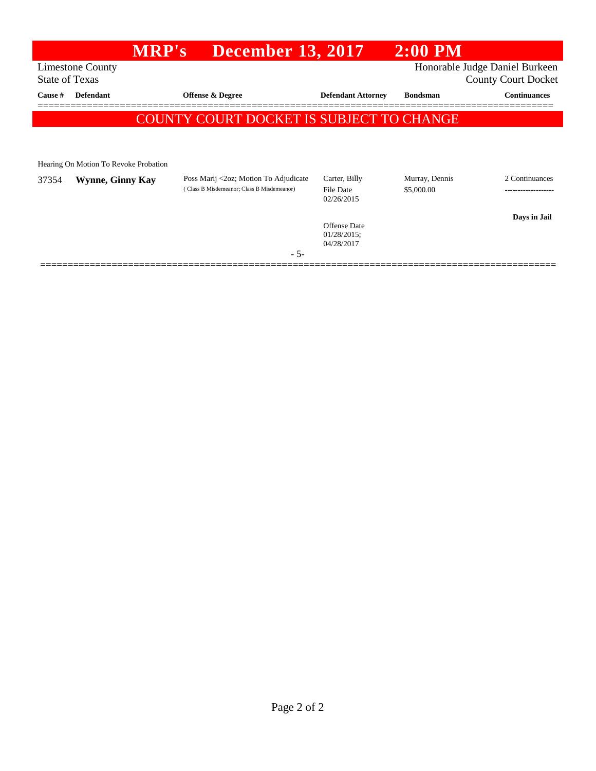# MRP's December 13, 2017 2:00 PM

Limestone County
State of Texas

Honorable Judge Daniel Burkeen
County Court Docket

| Cause # | Defendant | Offense & Degree | Defendant Attorney | Bondsman | Continuances |
|---|---|---|---|---|---|

## COUNTY COURT DOCKET IS SUBJECT TO CHANGE

Hearing On Motion To Revoke Probation

| Cause # | Defendant | Offense & Degree | Defendant Attorney | Bondsman | Continuances |
|---|---|---|---|---|---|
| 37354 | **Wynne, Ginny Kay** | Poss Marij <2oz; Motion To Adjudicate ( Class B Misdemeanor; Class B Misdemeanor) | Carter, Billy<br>File Date 02/26/2015<br>Offense Date 01/28/2015; 04/28/2017 | Murray, Dennis<br>$5,000.00 | 2 Continuances<br>-------------------<br>**Days in Jail** |

- 5-